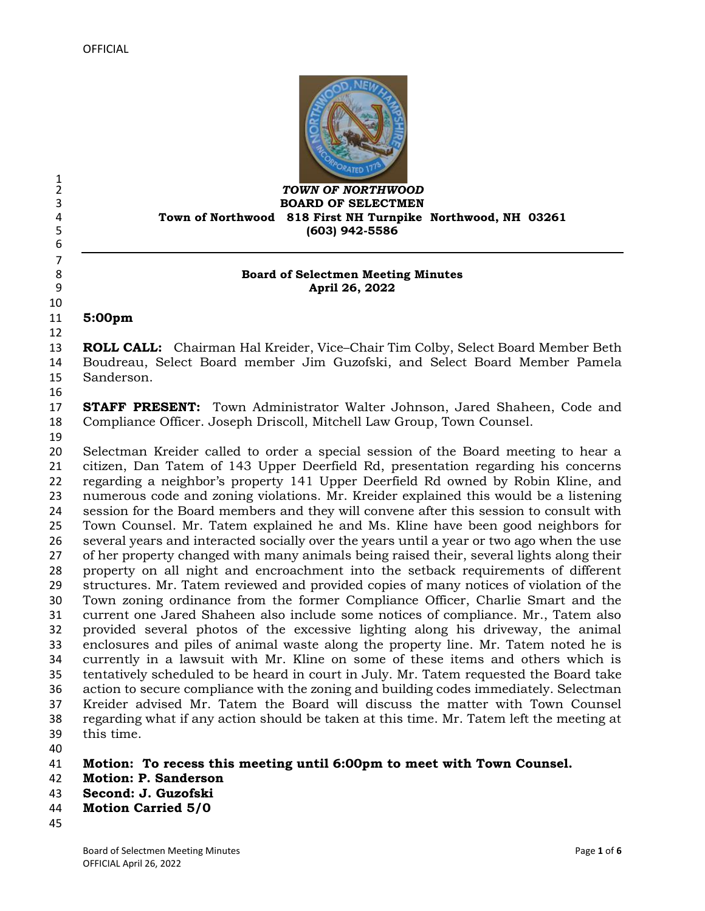OFFICIAL

***TOWN OF NORTHWOOD***
**BOARD OF SELECTMEN**
**Town of Northwood 818 First NH Turnpike Northwood, NH 03261**
**(603) 942-5586**

---

**Board of Selectmen Meeting Minutes**
**April 26, 2022**

**5:00pm**

**ROLL CALL:** Chairman Hal Kreider, Vice–Chair Tim Colby, Select Board Member Beth Boudreau, Select Board member Jim Guzofski, and Select Board Member Pamela Sanderson.

**STAFF PRESENT:** Town Administrator Walter Johnson, Jared Shaheen, Code and Compliance Officer. Joseph Driscoll, Mitchell Law Group, Town Counsel.

Selectman Kreider called to order a special session of the Board meeting to hear a citizen, Dan Tatem of 143 Upper Deerfield Rd, presentation regarding his concerns regarding a neighbor's property 141 Upper Deerfield Rd owned by Robin Kline, and numerous code and zoning violations. Mr. Kreider explained this would be a listening session for the Board members and they will convene after this session to consult with Town Counsel. Mr. Tatem explained he and Ms. Kline have been good neighbors for several years and interacted socially over the years until a year or two ago when the use of her property changed with many animals being raised their, several lights along their property on all night and encroachment into the setback requirements of different structures. Mr. Tatem reviewed and provided copies of many notices of violation of the Town zoning ordinance from the former Compliance Officer, Charlie Smart and the current one Jared Shaheen also include some notices of compliance. Mr., Tatem also provided several photos of the excessive lighting along his driveway, the animal enclosures and piles of animal waste along the property line. Mr. Tatem noted he is currently in a lawsuit with Mr. Kline on some of these items and others which is tentatively scheduled to be heard in court in July. Mr. Tatem requested the Board take action to secure compliance with the zoning and building codes immediately. Selectman Kreider advised Mr. Tatem the Board will discuss the matter with Town Counsel regarding what if any action should be taken at this time. Mr. Tatem left the meeting at this time.

**Motion: To recess this meeting until 6:00pm to meet with Town Counsel.**
**Motion: P. Sanderson**
**Second: J. Guzofski**
**Motion Carried 5/0**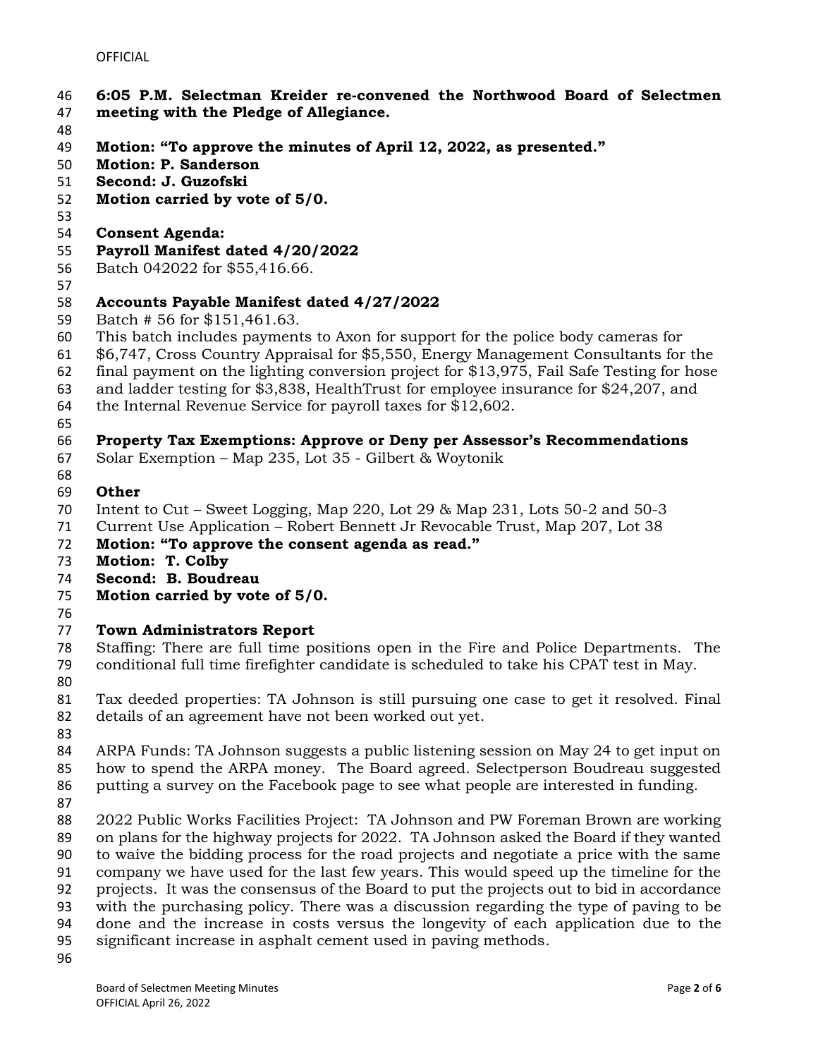**6:05 P.M. Selectman Kreider re-convened the Northwood Board of Selectmen meeting with the Pledge of Allegiance.**

**Motion: "To approve the minutes of April 12, 2022, as presented."**
**Motion: P. Sanderson**
**Second: J. Guzofski**
**Motion carried by vote of 5/0.**

**Consent Agenda:**

**Payroll Manifest dated 4/20/2022**
Batch 042022 for $55,416.66.

**Accounts Payable Manifest dated 4/27/2022**
Batch # 56 for $151,461.63.
This batch includes payments to Axon for support for the police body cameras for $6,747, Cross Country Appraisal for $5,550, Energy Management Consultants for the final payment on the lighting conversion project for $13,975, Fail Safe Testing for hose and ladder testing for $3,838, HealthTrust for employee insurance for $24,207, and the Internal Revenue Service for payroll taxes for $12,602.

**Property Tax Exemptions: Approve or Deny per Assessor's Recommendations**
Solar Exemption – Map 235, Lot 35 - Gilbert & Woytonik

**Other**
Intent to Cut – Sweet Logging, Map 220, Lot 29 & Map 231, Lots 50-2 and 50-3
Current Use Application – Robert Bennett Jr Revocable Trust, Map 207, Lot 38
**Motion: "To approve the consent agenda as read."**
**Motion: T. Colby**
**Second: B. Boudreau**
**Motion carried by vote of 5/0.**

**Town Administrators Report**

Staffing: There are full time positions open in the Fire and Police Departments. The conditional full time firefighter candidate is scheduled to take his CPAT test in May.

Tax deeded properties: TA Johnson is still pursuing one case to get it resolved. Final details of an agreement have not been worked out yet.

ARPA Funds: TA Johnson suggests a public listening session on May 24 to get input on how to spend the ARPA money. The Board agreed. Selectperson Boudreau suggested putting a survey on the Facebook page to see what people are interested in funding.

2022 Public Works Facilities Project: TA Johnson and PW Foreman Brown are working on plans for the highway projects for 2022. TA Johnson asked the Board if they wanted to waive the bidding process for the road projects and negotiate a price with the same company we have used for the last few years. This would speed up the timeline for the projects. It was the consensus of the Board to put the projects out to bid in accordance with the purchasing policy. There was a discussion regarding the type of paving to be done and the increase in costs versus the longevity of each application due to the significant increase in asphalt cement used in paving methods.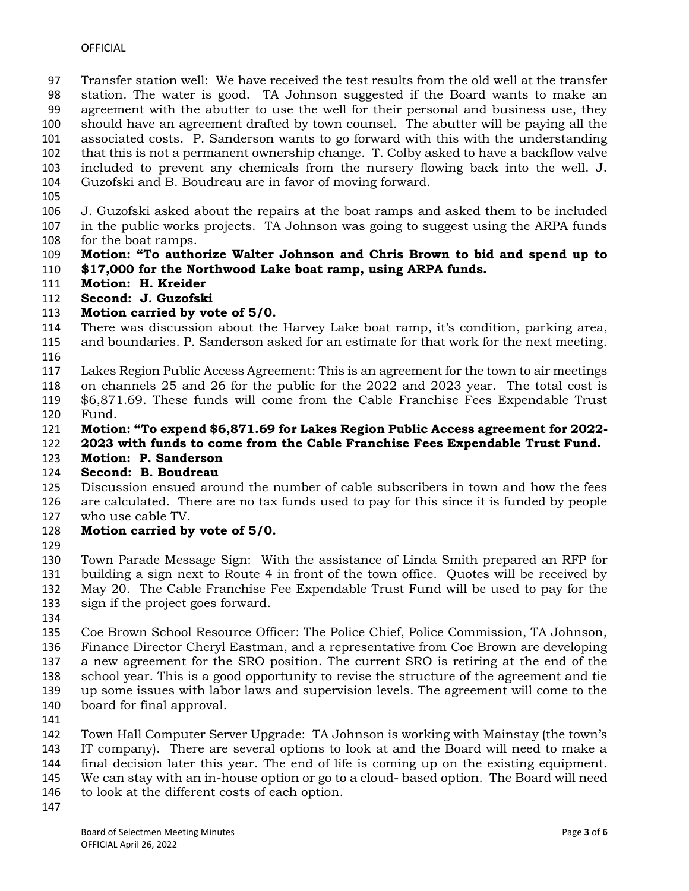Transfer station well: We have received the test results from the old well at the transfer station. The water is good. TA Johnson suggested if the Board wants to make an agreement with the abutter to use the well for their personal and business use, they should have an agreement drafted by town counsel. The abutter will be paying all the associated costs. P. Sanderson wants to go forward with this with the understanding that this is not a permanent ownership change. T. Colby asked to have a backflow valve included to prevent any chemicals from the nursery flowing back into the well. J. Guzofski and B. Boudreau are in favor of moving forward.

J. Guzofski asked about the repairs at the boat ramps and asked them to be included in the public works projects. TA Johnson was going to suggest using the ARPA funds for the boat ramps.

**Motion: "To authorize Walter Johnson and Chris Brown to bid and spend up to $17,000 for the Northwood Lake boat ramp, using ARPA funds.**
**Motion: H. Kreider**
**Second: J. Guzofski**
**Motion carried by vote of 5/0.**

There was discussion about the Harvey Lake boat ramp, it's condition, parking area, and boundaries. P. Sanderson asked for an estimate for that work for the next meeting.

Lakes Region Public Access Agreement: This is an agreement for the town to air meetings on channels 25 and 26 for the public for the 2022 and 2023 year. The total cost is $6,871.69. These funds will come from the Cable Franchise Fees Expendable Trust Fund.

**Motion: "To expend $6,871.69 for Lakes Region Public Access agreement for 2022-2023 with funds to come from the Cable Franchise Fees Expendable Trust Fund.**
**Motion: P. Sanderson**
**Second: B. Boudreau**

Discussion ensued around the number of cable subscribers in town and how the fees are calculated. There are no tax funds used to pay for this since it is funded by people who use cable TV.

**Motion carried by vote of 5/0.**

Town Parade Message Sign: With the assistance of Linda Smith prepared an RFP for building a sign next to Route 4 in front of the town office. Quotes will be received by May 20. The Cable Franchise Fee Expendable Trust Fund will be used to pay for the sign if the project goes forward.

Coe Brown School Resource Officer: The Police Chief, Police Commission, TA Johnson, Finance Director Cheryl Eastman, and a representative from Coe Brown are developing a new agreement for the SRO position. The current SRO is retiring at the end of the school year. This is a good opportunity to revise the structure of the agreement and tie up some issues with labor laws and supervision levels. The agreement will come to the board for final approval.

Town Hall Computer Server Upgrade: TA Johnson is working with Mainstay (the town's IT company). There are several options to look at and the Board will need to make a final decision later this year. The end of life is coming up on the existing equipment. We can stay with an in-house option or go to a cloud- based option. The Board will need to look at the different costs of each option.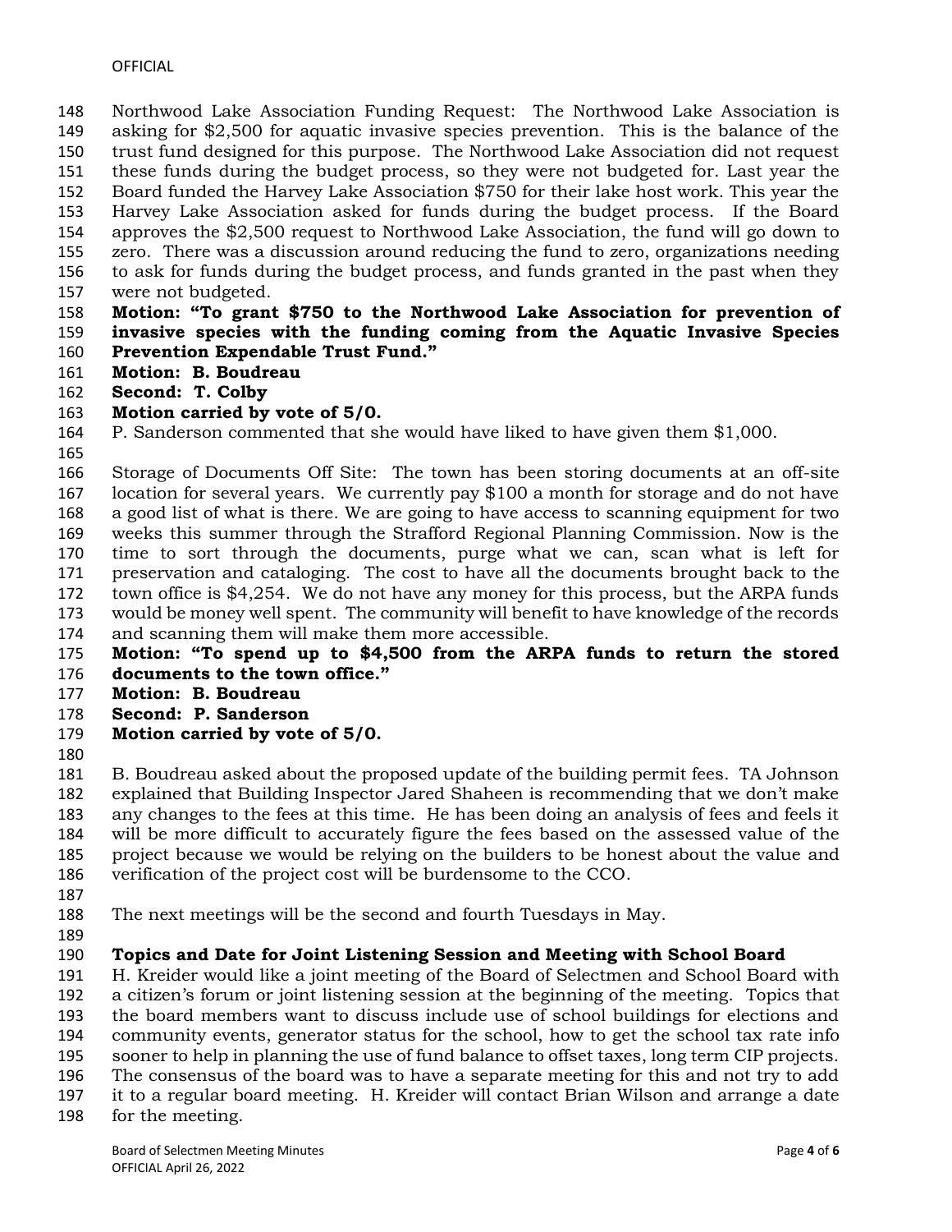Northwood Lake Association Funding Request: The Northwood Lake Association is asking for $2,500 for aquatic invasive species prevention. This is the balance of the trust fund designed for this purpose. The Northwood Lake Association did not request these funds during the budget process, so they were not budgeted for. Last year the Board funded the Harvey Lake Association $750 for their lake host work. This year the Harvey Lake Association asked for funds during the budget process. If the Board approves the $2,500 request to Northwood Lake Association, the fund will go down to zero. There was a discussion around reducing the fund to zero, organizations needing to ask for funds during the budget process, and funds granted in the past when they were not budgeted.

**Motion: "To grant $750 to the Northwood Lake Association for prevention of invasive species with the funding coming from the Aquatic Invasive Species Prevention Expendable Trust Fund."**
**Motion: B. Boudreau**
**Second: T. Colby**
**Motion carried by vote of 5/0.**

P. Sanderson commented that she would have liked to have given them $1,000.

Storage of Documents Off Site: The town has been storing documents at an off-site location for several years. We currently pay $100 a month for storage and do not have a good list of what is there. We are going to have access to scanning equipment for two weeks this summer through the Strafford Regional Planning Commission. Now is the time to sort through the documents, purge what we can, scan what is left for preservation and cataloging. The cost to have all the documents brought back to the town office is $4,254. We do not have any money for this process, but the ARPA funds would be money well spent. The community will benefit to have knowledge of the records and scanning them will make them more accessible.

**Motion: "To spend up to $4,500 from the ARPA funds to return the stored documents to the town office."**
**Motion: B. Boudreau**
**Second: P. Sanderson**
**Motion carried by vote of 5/0.**

B. Boudreau asked about the proposed update of the building permit fees. TA Johnson explained that Building Inspector Jared Shaheen is recommending that we don't make any changes to the fees at this time. He has been doing an analysis of fees and feels it will be more difficult to accurately figure the fees based on the assessed value of the project because we would be relying on the builders to be honest about the value and verification of the project cost will be burdensome to the CCO.

The next meetings will be the second and fourth Tuesdays in May.

**Topics and Date for Joint Listening Session and Meeting with School Board**

H. Kreider would like a joint meeting of the Board of Selectmen and School Board with a citizen's forum or joint listening session at the beginning of the meeting. Topics that the board members want to discuss include use of school buildings for elections and community events, generator status for the school, how to get the school tax rate info sooner to help in planning the use of fund balance to offset taxes, long term CIP projects. The consensus of the board was to have a separate meeting for this and not try to add it to a regular board meeting. H. Kreider will contact Brian Wilson and arrange a date for the meeting.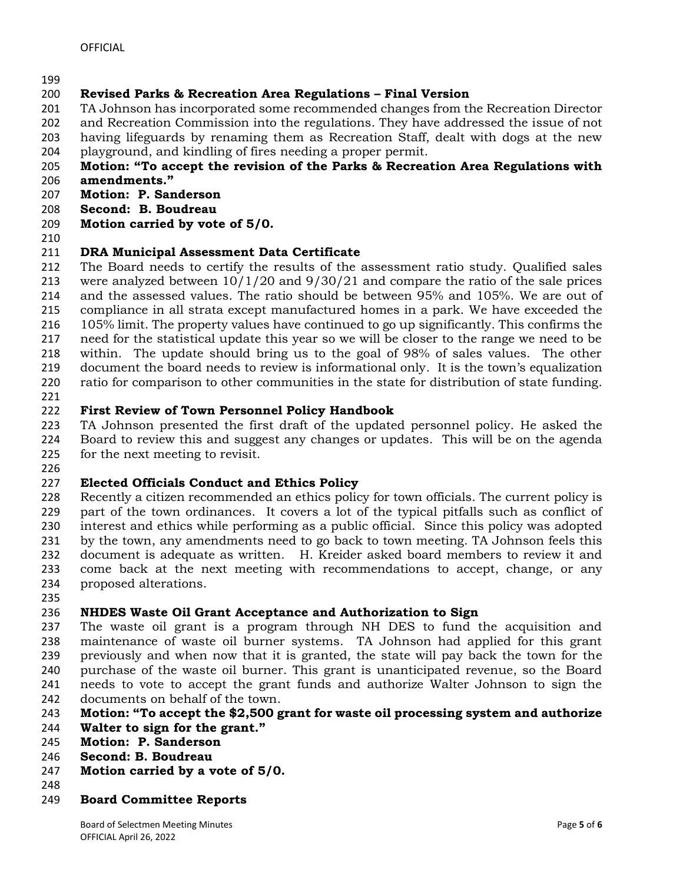**Revised Parks & Recreation Area Regulations – Final Version**

TA Johnson has incorporated some recommended changes from the Recreation Director and Recreation Commission into the regulations. They have addressed the issue of not having lifeguards by renaming them as Recreation Staff, dealt with dogs at the new playground, and kindling of fires needing a proper permit.

**Motion: "To accept the revision of the Parks & Recreation Area Regulations with amendments."**
**Motion: P. Sanderson**
**Second: B. Boudreau**
**Motion carried by vote of 5/0.**

**DRA Municipal Assessment Data Certificate**

The Board needs to certify the results of the assessment ratio study. Qualified sales were analyzed between 10/1/20 and 9/30/21 and compare the ratio of the sale prices and the assessed values. The ratio should be between 95% and 105%. We are out of compliance in all strata except manufactured homes in a park. We have exceeded the 105% limit. The property values have continued to go up significantly. This confirms the need for the statistical update this year so we will be closer to the range we need to be within. The update should bring us to the goal of 98% of sales values. The other document the board needs to review is informational only. It is the town's equalization ratio for comparison to other communities in the state for distribution of state funding.

**First Review of Town Personnel Policy Handbook**

TA Johnson presented the first draft of the updated personnel policy. He asked the Board to review this and suggest any changes or updates. This will be on the agenda for the next meeting to revisit.

**Elected Officials Conduct and Ethics Policy**

Recently a citizen recommended an ethics policy for town officials. The current policy is part of the town ordinances. It covers a lot of the typical pitfalls such as conflict of interest and ethics while performing as a public official. Since this policy was adopted by the town, any amendments need to go back to town meeting. TA Johnson feels this document is adequate as written. H. Kreider asked board members to review it and come back at the next meeting with recommendations to accept, change, or any proposed alterations.

**NHDES Waste Oil Grant Acceptance and Authorization to Sign**

The waste oil grant is a program through NH DES to fund the acquisition and maintenance of waste oil burner systems. TA Johnson had applied for this grant previously and when now that it is granted, the state will pay back the town for the purchase of the waste oil burner. This grant is unanticipated revenue, so the Board needs to vote to accept the grant funds and authorize Walter Johnson to sign the documents on behalf of the town.

**Motion: "To accept the $2,500 grant for waste oil processing system and authorize Walter to sign for the grant."**
**Motion: P. Sanderson**
**Second: B. Boudreau**
**Motion carried by a vote of 5/0.**

**Board Committee Reports**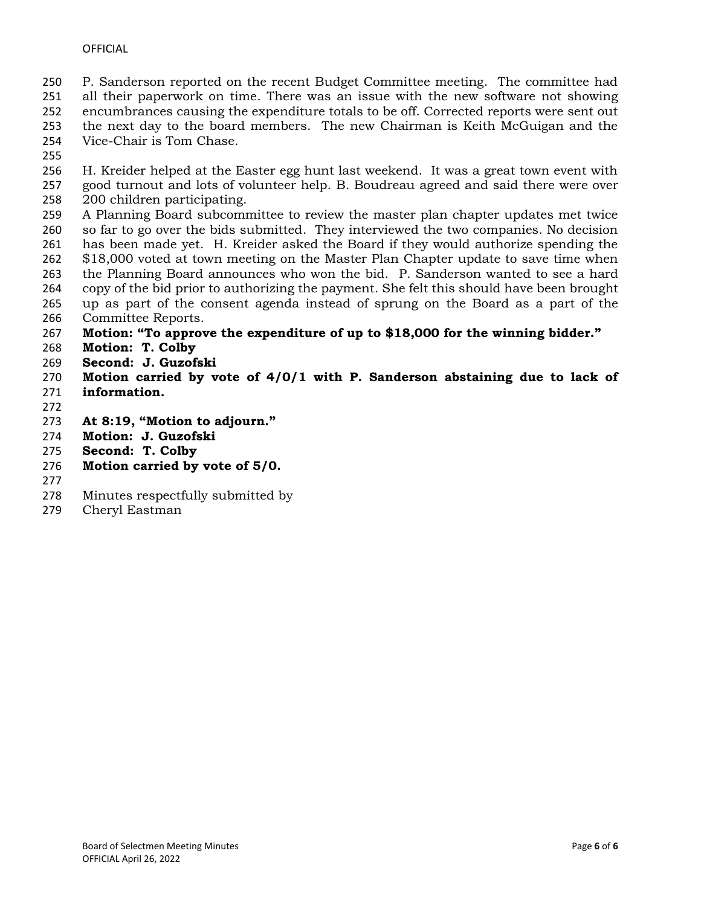P. Sanderson reported on the recent Budget Committee meeting. The committee had all their paperwork on time. There was an issue with the new software not showing encumbrances causing the expenditure totals to be off. Corrected reports were sent out the next day to the board members. The new Chairman is Keith McGuigan and the Vice-Chair is Tom Chase.

H. Kreider helped at the Easter egg hunt last weekend. It was a great town event with good turnout and lots of volunteer help. B. Boudreau agreed and said there were over 200 children participating.

A Planning Board subcommittee to review the master plan chapter updates met twice so far to go over the bids submitted. They interviewed the two companies. No decision has been made yet. H. Kreider asked the Board if they would authorize spending the $18,000 voted at town meeting on the Master Plan Chapter update to save time when the Planning Board announces who won the bid. P. Sanderson wanted to see a hard copy of the bid prior to authorizing the payment. She felt this should have been brought up as part of the consent agenda instead of sprung on the Board as a part of the Committee Reports.

**Motion: "To approve the expenditure of up to $18,000 for the winning bidder."**
**Motion: T. Colby**
**Second: J. Guzofski**
**Motion carried by vote of 4/0/1 with P. Sanderson abstaining due to lack of information.**

**At 8:19, "Motion to adjourn."**
**Motion: J. Guzofski**
**Second: T. Colby**
**Motion carried by vote of 5/0.**

Minutes respectfully submitted by
Cheryl Eastman